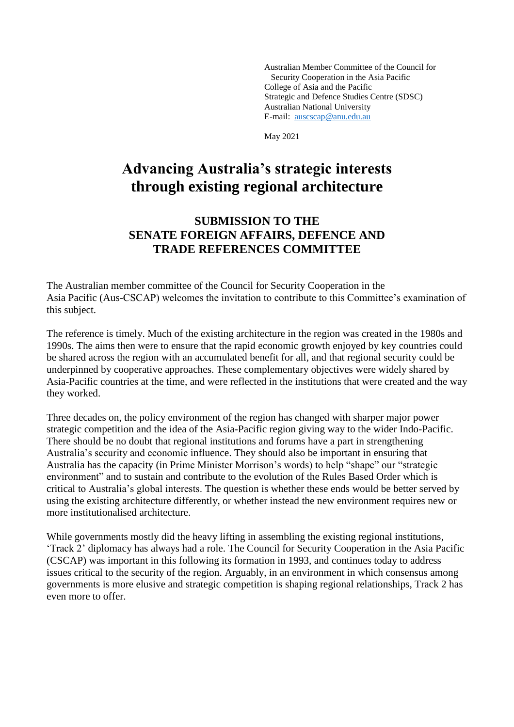Australian Member Committee of the Council for Security Cooperation in the Asia Pacific
College of Asia and the Pacific
Strategic and Defence Studies Centre (SDSC)
Australian National University
E-mail: auscscap@anu.edu.au

May 2021

# Advancing Australia's strategic interests through existing regional architecture

## SUBMISSION TO THE SENATE FOREIGN AFFAIRS, DEFENCE AND TRADE REFERENCES COMMITTEE

The Australian member committee of the Council for Security Cooperation in the Asia Pacific (Aus-CSCAP) welcomes the invitation to contribute to this Committee's examination of this subject.

The reference is timely. Much of the existing architecture in the region was created in the 1980s and 1990s. The aims then were to ensure that the rapid economic growth enjoyed by key countries could be shared across the region with an accumulated benefit for all, and that regional security could be underpinned by cooperative approaches. These complementary objectives were widely shared by Asia-Pacific countries at the time, and were reflected in the institutions that were created and the way they worked.

Three decades on, the policy environment of the region has changed with sharper major power strategic competition and the idea of the Asia-Pacific region giving way to the wider Indo-Pacific. There should be no doubt that regional institutions and forums have a part in strengthening Australia's security and economic influence. They should also be important in ensuring that Australia has the capacity (in Prime Minister Morrison's words) to help "shape" our "strategic environment" and to sustain and contribute to the evolution of the Rules Based Order which is critical to Australia's global interests. The question is whether these ends would be better served by using the existing architecture differently, or whether instead the new environment requires new or more institutionalised architecture.

While governments mostly did the heavy lifting in assembling the existing regional institutions, 'Track 2' diplomacy has always had a role. The Council for Security Cooperation in the Asia Pacific (CSCAP) was important in this following its formation in 1993, and continues today to address issues critical to the security of the region. Arguably, in an environment in which consensus among governments is more elusive and strategic competition is shaping regional relationships, Track 2 has even more to offer.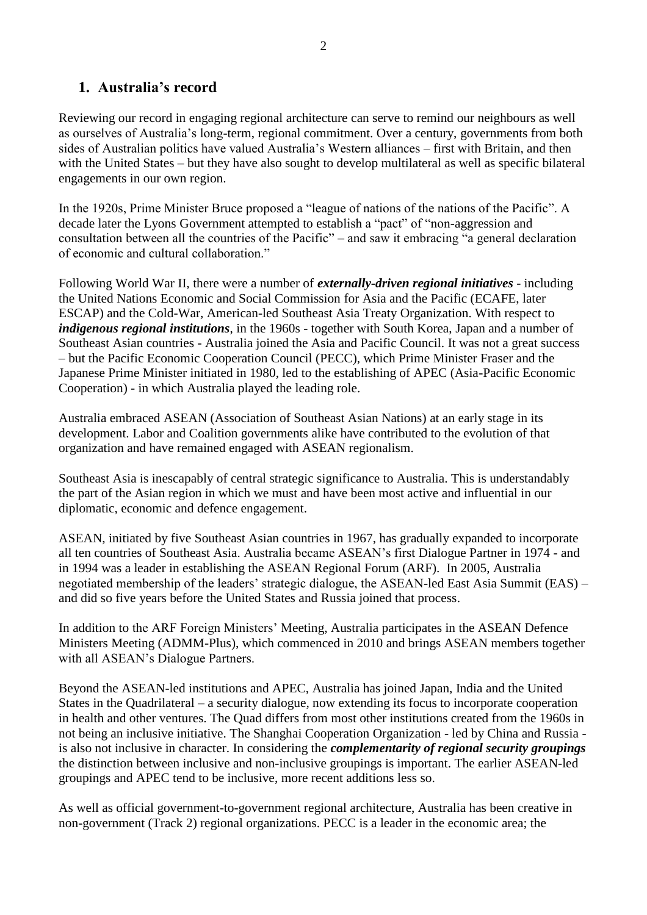## 1. Australia's record

Reviewing our record in engaging regional architecture can serve to remind our neighbours as well as ourselves of Australia's long-term, regional commitment. Over a century, governments from both sides of Australian politics have valued Australia's Western alliances – first with Britain, and then with the United States – but they have also sought to develop multilateral as well as specific bilateral engagements in our own region.

In the 1920s, Prime Minister Bruce proposed a "league of nations of the nations of the Pacific". A decade later the Lyons Government attempted to establish a "pact" of "non-aggression and consultation between all the countries of the Pacific" – and saw it embracing "a general declaration of economic and cultural collaboration."

Following World War II, there were a number of ***externally-driven regional initiatives*** - including the United Nations Economic and Social Commission for Asia and the Pacific (ECAFE, later ESCAP) and the Cold-War, American-led Southeast Asia Treaty Organization. With respect to ***indigenous regional institutions***, in the 1960s - together with South Korea, Japan and a number of Southeast Asian countries - Australia joined the Asia and Pacific Council. It was not a great success – but the Pacific Economic Cooperation Council (PECC), which Prime Minister Fraser and the Japanese Prime Minister initiated in 1980, led to the establishing of APEC (Asia-Pacific Economic Cooperation) - in which Australia played the leading role.

Australia embraced ASEAN (Association of Southeast Asian Nations) at an early stage in its development. Labor and Coalition governments alike have contributed to the evolution of that organization and have remained engaged with ASEAN regionalism.

Southeast Asia is inescapably of central strategic significance to Australia. This is understandably the part of the Asian region in which we must and have been most active and influential in our diplomatic, economic and defence engagement.

ASEAN, initiated by five Southeast Asian countries in 1967, has gradually expanded to incorporate all ten countries of Southeast Asia. Australia became ASEAN's first Dialogue Partner in 1974 - and in 1994 was a leader in establishing the ASEAN Regional Forum (ARF). In 2005, Australia negotiated membership of the leaders' strategic dialogue, the ASEAN-led East Asia Summit (EAS) – and did so five years before the United States and Russia joined that process.

In addition to the ARF Foreign Ministers' Meeting, Australia participates in the ASEAN Defence Ministers Meeting (ADMM-Plus), which commenced in 2010 and brings ASEAN members together with all ASEAN's Dialogue Partners.

Beyond the ASEAN-led institutions and APEC, Australia has joined Japan, India and the United States in the Quadrilateral – a security dialogue, now extending its focus to incorporate cooperation in health and other ventures. The Quad differs from most other institutions created from the 1960s in not being an inclusive initiative. The Shanghai Cooperation Organization - led by China and Russia - is also not inclusive in character. In considering the ***complementarity of regional security groupings*** the distinction between inclusive and non-inclusive groupings is important. The earlier ASEAN-led groupings and APEC tend to be inclusive, more recent additions less so.

As well as official government-to-government regional architecture, Australia has been creative in non-government (Track 2) regional organizations. PECC is a leader in the economic area; the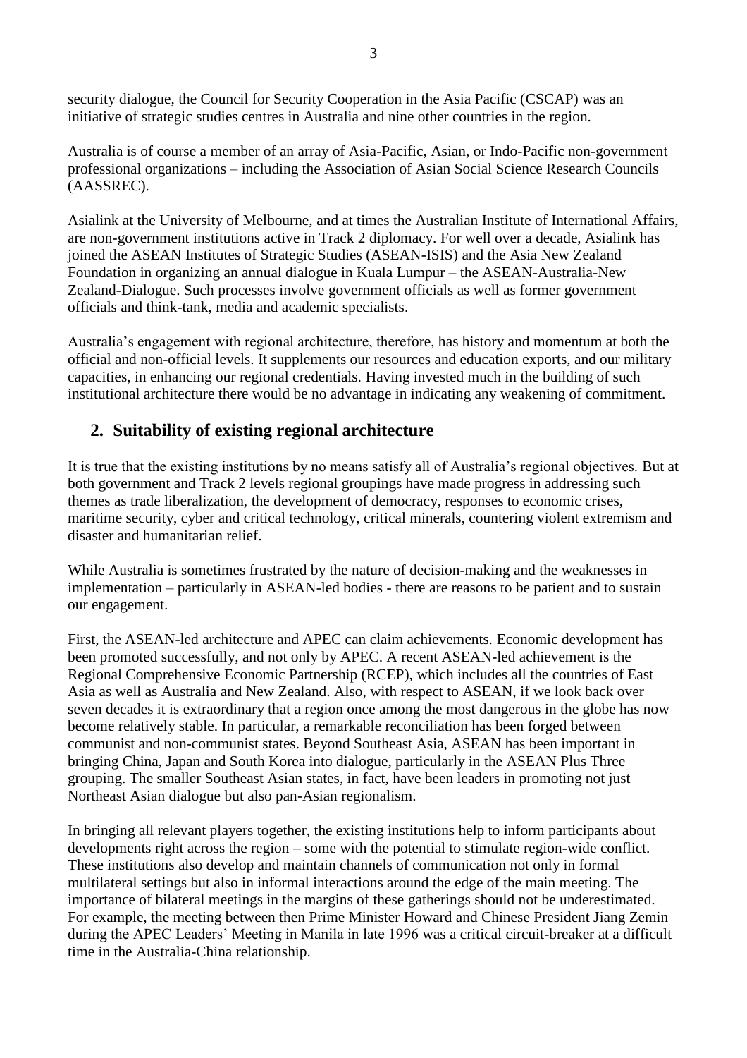security dialogue, the Council for Security Cooperation in the Asia Pacific (CSCAP) was an initiative of strategic studies centres in Australia and nine other countries in the region.

Australia is of course a member of an array of Asia-Pacific, Asian, or Indo-Pacific non-government professional organizations – including the Association of Asian Social Science Research Councils (AASSREC).

Asialink at the University of Melbourne, and at times the Australian Institute of International Affairs, are non-government institutions active in Track 2 diplomacy. For well over a decade, Asialink has joined the ASEAN Institutes of Strategic Studies (ASEAN-ISIS) and the Asia New Zealand Foundation in organizing an annual dialogue in Kuala Lumpur – the ASEAN-Australia-New Zealand-Dialogue. Such processes involve government officials as well as former government officials and think-tank, media and academic specialists.

Australia's engagement with regional architecture, therefore, has history and momentum at both the official and non-official levels. It supplements our resources and education exports, and our military capacities, in enhancing our regional credentials. Having invested much in the building of such institutional architecture there would be no advantage in indicating any weakening of commitment.

## 2. Suitability of existing regional architecture

It is true that the existing institutions by no means satisfy all of Australia's regional objectives. But at both government and Track 2 levels regional groupings have made progress in addressing such themes as trade liberalization, the development of democracy, responses to economic crises, maritime security, cyber and critical technology, critical minerals, countering violent extremism and disaster and humanitarian relief.

While Australia is sometimes frustrated by the nature of decision-making and the weaknesses in implementation – particularly in ASEAN-led bodies - there are reasons to be patient and to sustain our engagement.

First, the ASEAN-led architecture and APEC can claim achievements. Economic development has been promoted successfully, and not only by APEC. A recent ASEAN-led achievement is the Regional Comprehensive Economic Partnership (RCEP), which includes all the countries of East Asia as well as Australia and New Zealand. Also, with respect to ASEAN, if we look back over seven decades it is extraordinary that a region once among the most dangerous in the globe has now become relatively stable. In particular, a remarkable reconciliation has been forged between communist and non-communist states. Beyond Southeast Asia, ASEAN has been important in bringing China, Japan and South Korea into dialogue, particularly in the ASEAN Plus Three grouping. The smaller Southeast Asian states, in fact, have been leaders in promoting not just Northeast Asian dialogue but also pan-Asian regionalism.

In bringing all relevant players together, the existing institutions help to inform participants about developments right across the region – some with the potential to stimulate region-wide conflict. These institutions also develop and maintain channels of communication not only in formal multilateral settings but also in informal interactions around the edge of the main meeting. The importance of bilateral meetings in the margins of these gatherings should not be underestimated. For example, the meeting between then Prime Minister Howard and Chinese President Jiang Zemin during the APEC Leaders' Meeting in Manila in late 1996 was a critical circuit-breaker at a difficult time in the Australia-China relationship.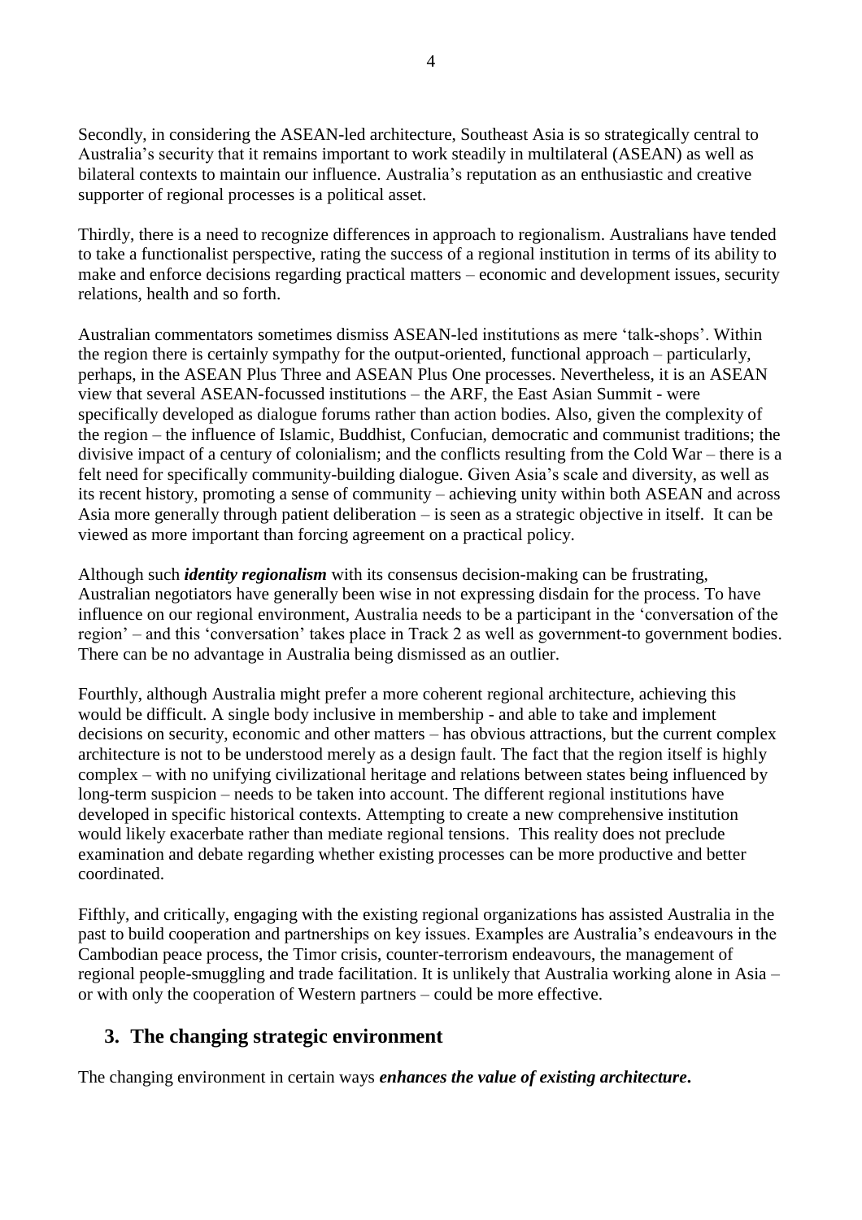Secondly, in considering the ASEAN-led architecture, Southeast Asia is so strategically central to Australia's security that it remains important to work steadily in multilateral (ASEAN) as well as bilateral contexts to maintain our influence. Australia's reputation as an enthusiastic and creative supporter of regional processes is a political asset.

Thirdly, there is a need to recognize differences in approach to regionalism. Australians have tended to take a functionalist perspective, rating the success of a regional institution in terms of its ability to make and enforce decisions regarding practical matters – economic and development issues, security relations, health and so forth.

Australian commentators sometimes dismiss ASEAN-led institutions as mere 'talk-shops'. Within the region there is certainly sympathy for the output-oriented, functional approach – particularly, perhaps, in the ASEAN Plus Three and ASEAN Plus One processes. Nevertheless, it is an ASEAN view that several ASEAN-focussed institutions – the ARF, the East Asian Summit - were specifically developed as dialogue forums rather than action bodies. Also, given the complexity of the region – the influence of Islamic, Buddhist, Confucian, democratic and communist traditions; the divisive impact of a century of colonialism; and the conflicts resulting from the Cold War – there is a felt need for specifically community-building dialogue. Given Asia's scale and diversity, as well as its recent history, promoting a sense of community – achieving unity within both ASEAN and across Asia more generally through patient deliberation – is seen as a strategic objective in itself. It can be viewed as more important than forcing agreement on a practical policy.

Although such ***identity regionalism*** with its consensus decision-making can be frustrating, Australian negotiators have generally been wise in not expressing disdain for the process. To have influence on our regional environment, Australia needs to be a participant in the 'conversation of the region' – and this 'conversation' takes place in Track 2 as well as government-to government bodies. There can be no advantage in Australia being dismissed as an outlier.

Fourthly, although Australia might prefer a more coherent regional architecture, achieving this would be difficult. A single body inclusive in membership - and able to take and implement decisions on security, economic and other matters – has obvious attractions, but the current complex architecture is not to be understood merely as a design fault. The fact that the region itself is highly complex – with no unifying civilizational heritage and relations between states being influenced by long-term suspicion – needs to be taken into account. The different regional institutions have developed in specific historical contexts. Attempting to create a new comprehensive institution would likely exacerbate rather than mediate regional tensions. This reality does not preclude examination and debate regarding whether existing processes can be more productive and better coordinated.

Fifthly, and critically, engaging with the existing regional organizations has assisted Australia in the past to build cooperation and partnerships on key issues. Examples are Australia's endeavours in the Cambodian peace process, the Timor crisis, counter-terrorism endeavours, the management of regional people-smuggling and trade facilitation. It is unlikely that Australia working alone in Asia – or with only the cooperation of Western partners – could be more effective.

## 3. The changing strategic environment

The changing environment in certain ways ***enhances the value of existing architecture***.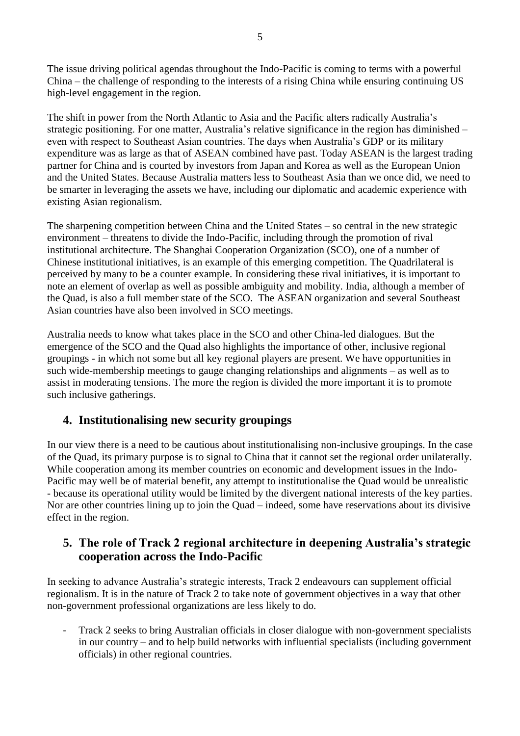The issue driving political agendas throughout the Indo-Pacific is coming to terms with a powerful China – the challenge of responding to the interests of a rising China while ensuring continuing US high-level engagement in the region.

The shift in power from the North Atlantic to Asia and the Pacific alters radically Australia's strategic positioning. For one matter, Australia's relative significance in the region has diminished – even with respect to Southeast Asian countries. The days when Australia's GDP or its military expenditure was as large as that of ASEAN combined have past. Today ASEAN is the largest trading partner for China and is courted by investors from Japan and Korea as well as the European Union and the United States. Because Australia matters less to Southeast Asia than we once did, we need to be smarter in leveraging the assets we have, including our diplomatic and academic experience with existing Asian regionalism.

The sharpening competition between China and the United States – so central in the new strategic environment – threatens to divide the Indo-Pacific, including through the promotion of rival institutional architecture. The Shanghai Cooperation Organization (SCO), one of a number of Chinese institutional initiatives, is an example of this emerging competition. The Quadrilateral is perceived by many to be a counter example. In considering these rival initiatives, it is important to note an element of overlap as well as possible ambiguity and mobility. India, although a member of the Quad, is also a full member state of the SCO. The ASEAN organization and several Southeast Asian countries have also been involved in SCO meetings.

Australia needs to know what takes place in the SCO and other China-led dialogues. But the emergence of the SCO and the Quad also highlights the importance of other, inclusive regional groupings - in which not some but all key regional players are present. We have opportunities in such wide-membership meetings to gauge changing relationships and alignments – as well as to assist in moderating tensions. The more the region is divided the more important it is to promote such inclusive gatherings.

## 4. Institutionalising new security groupings

In our view there is a need to be cautious about institutionalising non-inclusive groupings. In the case of the Quad, its primary purpose is to signal to China that it cannot set the regional order unilaterally. While cooperation among its member countries on economic and development issues in the Indo-Pacific may well be of material benefit, any attempt to institutionalise the Quad would be unrealistic - because its operational utility would be limited by the divergent national interests of the key parties. Nor are other countries lining up to join the Quad – indeed, some have reservations about its divisive effect in the region.

## 5. The role of Track 2 regional architecture in deepening Australia's strategic cooperation across the Indo-Pacific

In seeking to advance Australia's strategic interests, Track 2 endeavours can supplement official regionalism. It is in the nature of Track 2 to take note of government objectives in a way that other non-government professional organizations are less likely to do.

- Track 2 seeks to bring Australian officials in closer dialogue with non-government specialists in our country – and to help build networks with influential specialists (including government officials) in other regional countries.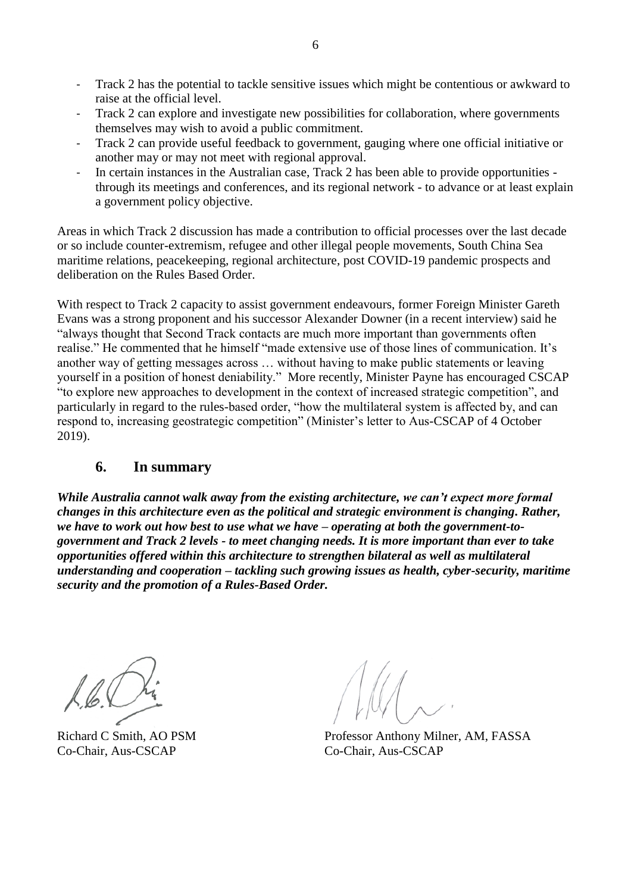- Track 2 has the potential to tackle sensitive issues which might be contentious or awkward to raise at the official level.
- Track 2 can explore and investigate new possibilities for collaboration, where governments themselves may wish to avoid a public commitment.
- Track 2 can provide useful feedback to government, gauging where one official initiative or another may or may not meet with regional approval.
- In certain instances in the Australian case, Track 2 has been able to provide opportunities - through its meetings and conferences, and its regional network - to advance or at least explain a government policy objective.

Areas in which Track 2 discussion has made a contribution to official processes over the last decade or so include counter-extremism, refugee and other illegal people movements, South China Sea maritime relations, peacekeeping, regional architecture, post COVID-19 pandemic prospects and deliberation on the Rules Based Order.

With respect to Track 2 capacity to assist government endeavours, former Foreign Minister Gareth Evans was a strong proponent and his successor Alexander Downer (in a recent interview) said he "always thought that Second Track contacts are much more important than governments often realise." He commented that he himself "made extensive use of those lines of communication. It's another way of getting messages across … without having to make public statements or leaving yourself in a position of honest deniability." More recently, Minister Payne has encouraged CSCAP "to explore new approaches to development in the context of increased strategic competition", and particularly in regard to the rules-based order, "how the multilateral system is affected by, and can respond to, increasing geostrategic competition" (Minister's letter to Aus-CSCAP of 4 October 2019).

## 6. In summary

***While Australia cannot walk away from the existing architecture, we can't expect more formal changes in this architecture even as the political and strategic environment is changing. Rather, we have to work out how best to use what we have – operating at both the government-to-government and Track 2 levels - to meet changing needs. It is more important than ever to take opportunities offered within this architecture to strengthen bilateral as well as multilateral understanding and cooperation – tackling such growing issues as health, cyber-security, maritime security and the promotion of a Rules-Based Order.***

Richard C Smith, AO PSM
Co-Chair, Aus-CSCAP

Professor Anthony Milner, AM, FASSA
Co-Chair, Aus-CSCAP